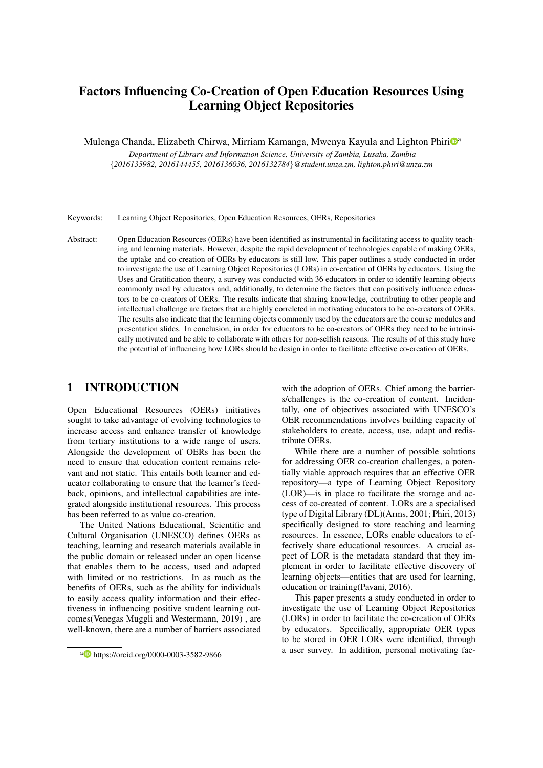# Factors Influencing Co-Creation of Open Education Resources Using Learning Object Repositories

Mulenga Chanda, Elizabeth Chirwa, Mirriam Kamanga, Mwenya Kayula and Lighton Phiri[a]

*Department of Library and Information Science, University of Zambia, Lusaka, Zambia*
*{2016135982, 2016144455, 2016136036, 2016132784}@student.unza.zm, lighton.phiri@unza.zm*

Keywords: Learning Object Repositories, Open Education Resources, OERs, Repositories

Abstract: Open Education Resources (OERs) have been identified as instrumental in facilitating access to quality teaching and learning materials. However, despite the rapid development of technologies capable of making OERs, the uptake and co-creation of OERs by educators is still low. This paper outlines a study conducted in order to investigate the use of Learning Object Repositories (LORs) in co-creation of OERs by educators. Using the Uses and Gratification theory, a survey was conducted with 36 educators in order to identify learning objects commonly used by educators and, additionally, to determine the factors that can positively influence educators to be co-creators of OERs. The results indicate that sharing knowledge, contributing to other people and intellectual challenge are factors that are highly correleted in motivating educators to be co-creators of OERs. The results also indicate that the learning objects commonly used by the educators are the course modules and presentation slides. In conclusion, in order for educators to be co-creators of OERs they need to be intrinsically motivated and be able to collaborate with others for non-selfish reasons. The results of of this study have the potential of influencing how LORs should be design in order to facilitate effective co-creation of OERs.

## 1 INTRODUCTION

Open Educational Resources (OERs) initiatives sought to take advantage of evolving technologies to increase access and enhance transfer of knowledge from tertiary institutions to a wide range of users. Alongside the development of OERs has been the need to ensure that education content remains relevant and not static. This entails both learner and educator collaborating to ensure that the learner's feedback, opinions, and intellectual capabilities are integrated alongside institutional resources. This process has been referred to as value co-creation.

The United Nations Educational, Scientific and Cultural Organisation (UNESCO) defines OERs as teaching, learning and research materials available in the public domain or released under an open license that enables them to be access, used and adapted with limited or no restrictions. In as much as the benefits of OERs, such as the ability for individuals to easily access quality information and their effectiveness in influencing positive student learning outcomes(Venegas Muggli and Westermann, 2019) , are well-known, there are a number of barriers associated with the adoption of OERs. Chief among the barriers/challenges is the co-creation of content. Incidentally, one of objectives associated with UNESCO's OER recommendations involves building capacity of stakeholders to create, access, use, adapt and redistribute OERs.

While there are a number of possible solutions for addressing OER co-creation challenges, a potentially viable approach requires that an effective OER repository—a type of Learning Object Repository (LOR)—is in place to facilitate the storage and access of co-created of content. LORs are a specialised type of Digital Library (DL)(Arms, 2001; Phiri, 2013) specifically designed to store teaching and learning resources. In essence, LORs enable educators to effectively share educational resources. A crucial aspect of LOR is the metadata standard that they implement in order to facilitate effective discovery of learning objects—entities that are used for learning, education or training(Pavani, 2016).

This paper presents a study conducted in order to investigate the use of Learning Object Repositories (LORs) in order to facilitate the co-creation of OERs by educators. Specifically, appropriate OER types to be stored in OER LORs were identified, through a user survey. In addition, personal motivating fac-

[a] https://orcid.org/0000-0003-3582-9866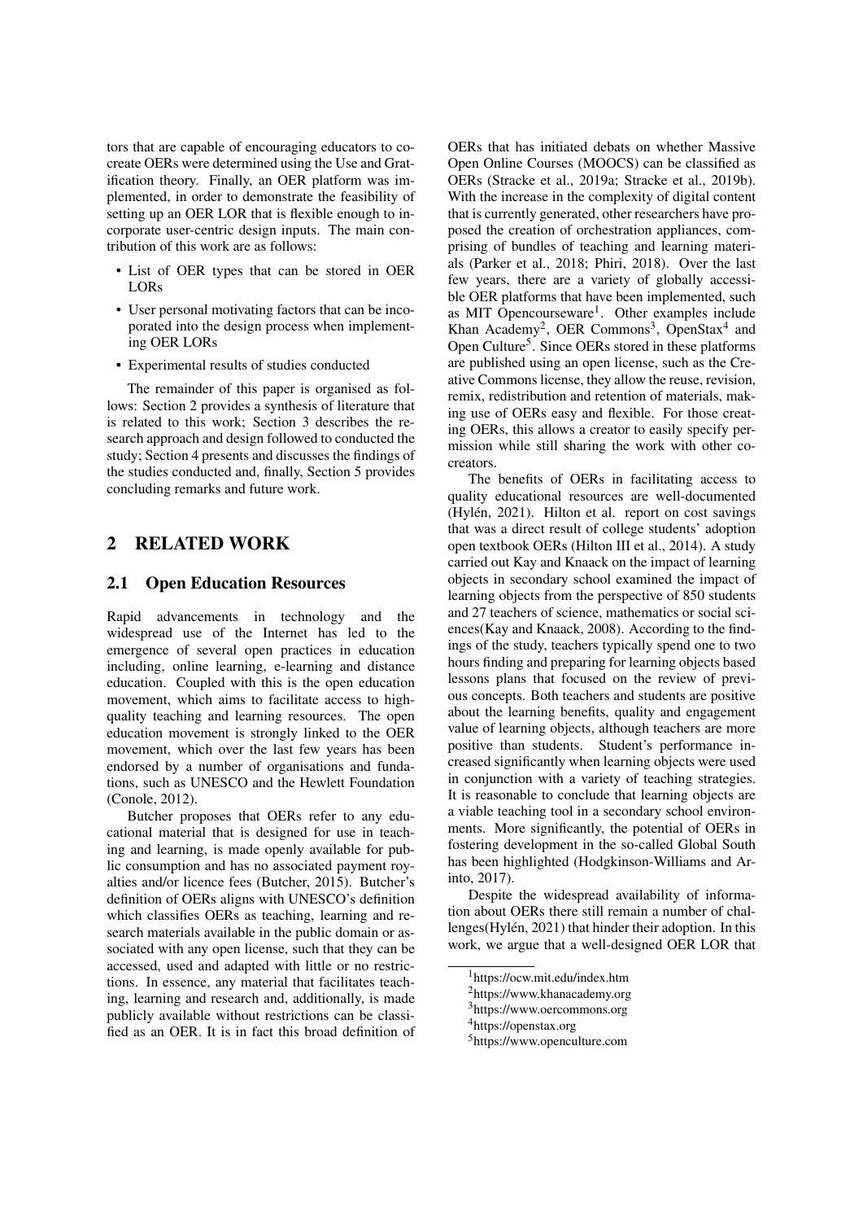tors that are capable of encouraging educators to co-create OERs were determined using the Use and Gratification theory. Finally, an OER platform was implemented, in order to demonstrate the feasibility of setting up an OER LOR that is flexible enough to incorporate user-centric design inputs. The main contribution of this work are as follows:

- List of OER types that can be stored in OER LORs
- User personal motivating factors that can be incoporated into the design process when implementing OER LORs
- Experimental results of studies conducted

The remainder of this paper is organised as follows: Section 2 provides a synthesis of literature that is related to this work; Section 3 describes the research approach and design followed to conducted the study; Section 4 presents and discusses the findings of the studies conducted and, finally, Section 5 provides concluding remarks and future work.

## 2 RELATED WORK

### 2.1 Open Education Resources

Rapid advancements in technology and the widespread use of the Internet has led to the emergence of several open practices in education including, online learning, e-learning and distance education. Coupled with this is the open education movement, which aims to facilitate access to high-quality teaching and learning resources. The open education movement is strongly linked to the OER movement, which over the last few years has been endorsed by a number of organisations and fundations, such as UNESCO and the Hewlett Foundation (Conole, 2012).

Butcher proposes that OERs refer to any educational material that is designed for use in teaching and learning, is made openly available for public consumption and has no associated payment royalties and/or licence fees (Butcher, 2015). Butcher's definition of OERs aligns with UNESCO's definition which classifies OERs as teaching, learning and research materials available in the public domain or associated with any open license, such that they can be accessed, used and adapted with little or no restrictions. In essence, any material that facilitates teaching, learning and research and, additionally, is made publicly available without restrictions can be classified as an OER. It is in fact this broad definition of OERs that has initiated debats on whether Massive Open Online Courses (MOOCS) can be classified as OERs (Stracke et al., 2019a; Stracke et al., 2019b). With the increase in the complexity of digital content that is currently generated, other researchers have proposed the creation of orchestration appliances, comprising of bundles of teaching and learning materials (Parker et al., 2018; Phiri, 2018). Over the last few years, there are a variety of globally accessible OER platforms that have been implemented, such as MIT Opencourseware[1]. Other examples include Khan Academy[2], OER Commons[3], OpenStax[4] and Open Culture[5]. Since OERs stored in these platforms are published using an open license, such as the Creative Commons license, they allow the reuse, revision, remix, redistribution and retention of materials, making use of OERs easy and flexible. For those creating OERs, this allows a creator to easily specify permission while still sharing the work with other co-creators.

The benefits of OERs in facilitating access to quality educational resources are well-documented (Hylén, 2021). Hilton et al. report on cost savings that was a direct result of college students' adoption open textbook OERs (Hilton III et al., 2014). A study carried out Kay and Knaack on the impact of learning objects in secondary school examined the impact of learning objects from the perspective of 850 students and 27 teachers of science, mathematics or social sciences(Kay and Knaack, 2008). According to the findings of the study, teachers typically spend one to two hours finding and preparing for learning objects based lessons plans that focused on the review of previous concepts. Both teachers and students are positive about the learning benefits, quality and engagement value of learning objects, although teachers are more positive than students. Student's performance increased significantly when learning objects were used in conjunction with a variety of teaching strategies. It is reasonable to conclude that learning objects are a viable teaching tool in a secondary school environments. More significantly, the potential of OERs in fostering development in the so-called Global South has been highlighted (Hodgkinson-Williams and Arinto, 2017).

Despite the widespread availability of information about OERs there still remain a number of challenges(Hylén, 2021) that hinder their adoption. In this work, we argue that a well-designed OER LOR that

[1] https://ocw.mit.edu/index.htm
[2] https://www.khanacademy.org
[3] https://www.oercommons.org
[4] https://openstax.org
[5] https://www.openculture.com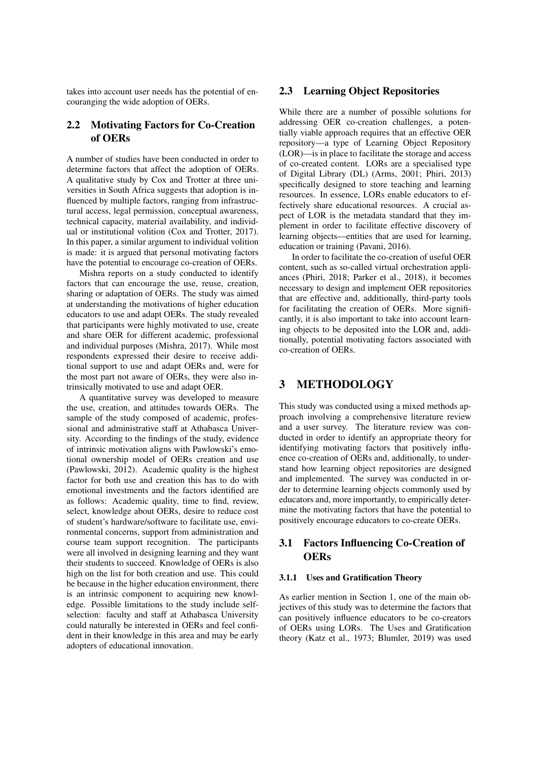takes into account user needs has the potential of encouranging the wide adoption of OERs.

## 2.2 Motivating Factors for Co-Creation of OERs

A number of studies have been conducted in order to determine factors that affect the adoption of OERs. A qualitative study by Cox and Trotter at three universities in South Africa suggests that adoption is influenced by multiple factors, ranging from infrastructural access, legal permission, conceptual awareness, technical capacity, material availability, and individual or institutional volition (Cox and Trotter, 2017). In this paper, a similar argument to individual volition is made: it is argued that personal motivating factors have the potential to encourage co-creation of OERs.

Mishra reports on a study conducted to identify factors that can encourage the use, reuse, creation, sharing or adaptation of OERs. The study was aimed at understanding the motivations of higher education educators to use and adapt OERs. The study revealed that participants were highly motivated to use, create and share OER for different academic, professional and individual purposes (Mishra, 2017). While most respondents expressed their desire to receive additional support to use and adapt OERs and, were for the most part not aware of OERs, they were also intrinsically motivated to use and adapt OER.

A quantitative survey was developed to measure the use, creation, and attitudes towards OERs. The sample of the study composed of academic, professional and administrative staff at Athabasca University. According to the findings of the study, evidence of intrinsic motivation aligns with Pawlowski's emotional ownership model of OERs creation and use (Pawlowski, 2012). Academic quality is the highest factor for both use and creation this has to do with emotional investments and the factors identified are as follows: Academic quality, time to find, review, select, knowledge about OERs, desire to reduce cost of student's hardware/software to facilitate use, environmental concerns, support from administration and course team support recognition. The participants were all involved in designing learning and they want their students to succeed. Knowledge of OERs is also high on the list for both creation and use. This could be because in the higher education environment, there is an intrinsic component to acquiring new knowledge. Possible limitations to the study include self-selection: faculty and staff at Athabasca University could naturally be interested in OERs and feel confident in their knowledge in this area and may be early adopters of educational innovation.

## 2.3 Learning Object Repositories

While there are a number of possible solutions for addressing OER co-creation challenges, a potentially viable approach requires that an effective OER repository—a type of Learning Object Repository (LOR)—is in place to facilitate the storage and access of co-created content. LORs are a specialised type of Digital Library (DL) (Arms, 2001; Phiri, 2013) specifically designed to store teaching and learning resources. In essence, LORs enable educators to effectively share educational resources. A crucial aspect of LOR is the metadata standard that they implement in order to facilitate effective discovery of learning objects—entities that are used for learning, education or training (Pavani, 2016).

In order to facilitate the co-creation of useful OER content, such as so-called virtual orchestration appliances (Phiri, 2018; Parker et al., 2018), it becomes necessary to design and implement OER repositories that are effective and, additionally, third-party tools for facilitating the creation of OERs. More significantly, it is also important to take into account learning objects to be deposited into the LOR and, additionally, potential motivating factors associated with co-creation of OERs.

# 3 METHODOLOGY

This study was conducted using a mixed methods approach involving a comprehensive literature review and a user survey. The literature review was conducted in order to identify an appropriate theory for identifying motivating factors that positively influence co-creation of OERs and, additionally, to understand how learning object repositories are designed and implemented. The survey was conducted in order to determine learning objects commonly used by educators and, more importantly, to empirically determine the motivating factors that have the potential to positively encourage educators to co-create OERs.

## 3.1 Factors Influencing Co-Creation of OERs

### 3.1.1 Uses and Gratification Theory

As earlier mention in Section 1, one of the main objectives of this study was to determine the factors that can positively influence educators to be co-creators of OERs using LORs. The Uses and Gratification theory (Katz et al., 1973; Blumler, 2019) was used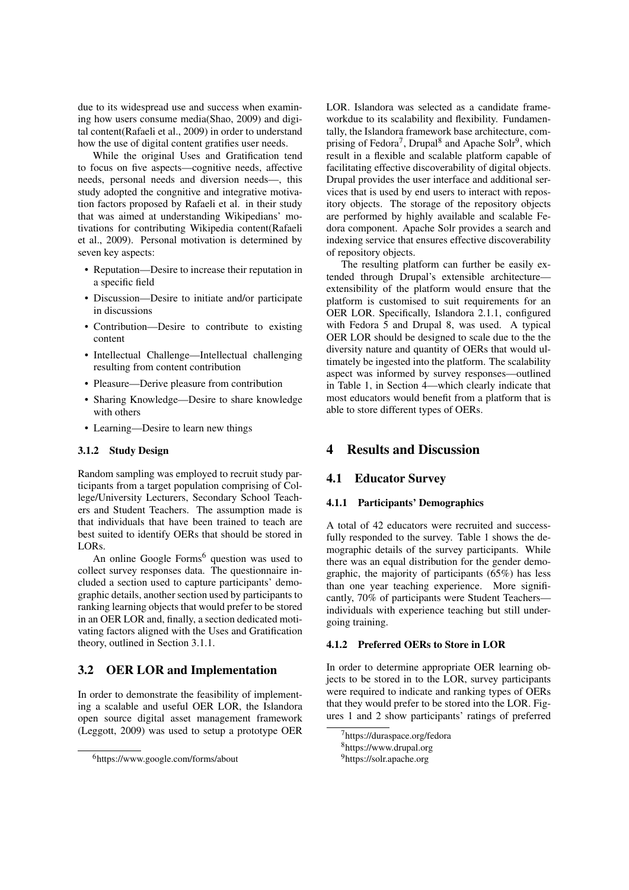due to its widespread use and success when examining how users consume media(Shao, 2009) and digital content(Rafaeli et al., 2009) in order to understand how the use of digital content gratifies user needs.

While the original Uses and Gratification tend to focus on five aspects—cognitive needs, affective needs, personal needs and diversion needs—, this study adopted the congnitive and integrative motivation factors proposed by Rafaeli et al. in their study that was aimed at understanding Wikipedians' motivations for contributing Wikipedia content(Rafaeli et al., 2009). Personal motivation is determined by seven key aspects:

- Reputation—Desire to increase their reputation in a specific field
- Discussion—Desire to initiate and/or participate in discussions
- Contribution—Desire to contribute to existing content
- Intellectual Challenge—Intellectual challenging resulting from content contribution
- Pleasure—Derive pleasure from contribution
- Sharing Knowledge—Desire to share knowledge with others
- Learning—Desire to learn new things

#### 3.1.2 Study Design

Random sampling was employed to recruit study participants from a target population comprising of College/University Lecturers, Secondary School Teachers and Student Teachers. The assumption made is that individuals that have been trained to teach are best suited to identify OERs that should be stored in LORs.

An online Google Forms[6] question was used to collect survey responses data. The questionnaire included a section used to capture participants' demographic details, another section used by participants to ranking learning objects that would prefer to be stored in an OER LOR and, finally, a section dedicated motivating factors aligned with the Uses and Gratification theory, outlined in Section 3.1.1.

### 3.2 OER LOR and Implementation

In order to demonstrate the feasibility of implementing a scalable and useful OER LOR, the Islandora open source digital asset management framework (Leggott, 2009) was used to setup a prototype OER LOR. Islandora was selected as a candidate frameworkdue to its scalability and flexibility. Fundamentally, the Islandora framework base architecture, comprising of Fedora[7], Drupal[8] and Apache Solr[9], which result in a flexible and scalable platform capable of facilitating effective discoverability of digital objects. Drupal provides the user interface and additional services that is used by end users to interact with repository objects. The storage of the repository objects are performed by highly available and scalable Fedora component. Apache Solr provides a search and indexing service that ensures effective discoverability of repository objects.

The resulting platform can further be easily extended through Drupal's extensible architecture—extensibility of the platform would ensure that the platform is customised to suit requirements for an OER LOR. Specifically, Islandora 2.1.1, configured with Fedora 5 and Drupal 8, was used. A typical OER LOR should be designed to scale due to the the diversity nature and quantity of OERs that would ultimately be ingested into the platform. The scalability aspect was informed by survey responses—outlined in Table 1, in Section 4—which clearly indicate that most educators would benefit from a platform that is able to store different types of OERs.

## 4 Results and Discussion

### 4.1 Educator Survey

#### 4.1.1 Participants' Demographics

A total of 42 educators were recruited and successfully responded to the survey. Table 1 shows the demographic details of the survey participants. While there was an equal distribution for the gender demographic, the majority of participants (65%) has less than one year teaching experience. More significantly, 70% of participants were Student Teachers—individuals with experience teaching but still undergoing training.

#### 4.1.2 Preferred OERs to Store in LOR

In order to determine appropriate OER learning objects to be stored in to the LOR, survey participants were required to indicate and ranking types of OERs that they would prefer to be stored into the LOR. Figures 1 and 2 show participants' ratings of preferred

[6] https://www.google.com/forms/about

[7] https://duraspace.org/fedora

[8] https://www.drupal.org

[9] https://solr.apache.org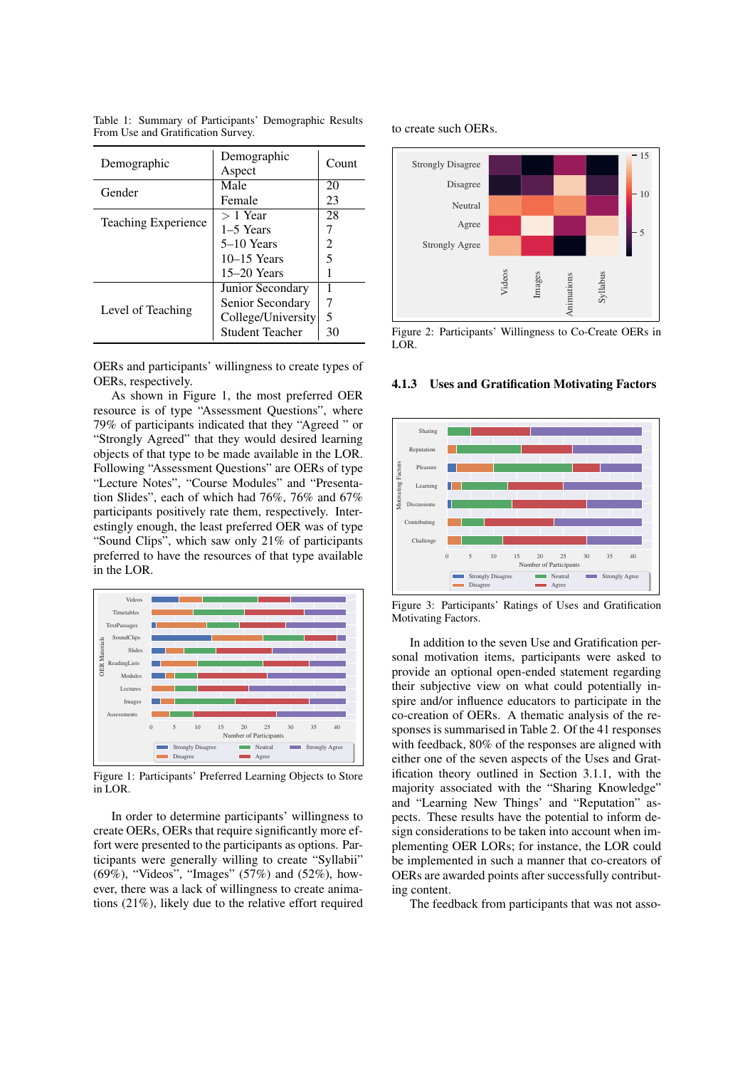Table 1: Summary of Participants' Demographic Results From Use and Gratification Survey.

| Demographic | Demographic Aspect | Count |
|---|---|---|
| Gender | Male | 20 |
| | Female | 23 |
| Teaching Experience | > 1 Year | 28 |
| | 1–5 Years | 7 |
| | 5–10 Years | 2 |
| | 10–15 Years | 5 |
| | 15–20 Years | 1 |
| Level of Teaching | Junior Secondary | 1 |
| | Senior Secondary | 7 |
| | College/University | 5 |
| | Student Teacher | 30 |

OERs and participants' willingness to create types of OERs, respectively.

As shown in Figure 1, the most preferred OER resource is of type "Assessment Questions", where 79% of participants indicated that they "Agreed " or "Strongly Agreed" that they would desired learning objects of that type to be made available in the LOR. Following "Assessment Questions" are OERs of type "Lecture Notes", "Course Modules" and "Presentation Slides", each of which had 76%, 76% and 67% participants positively rate them, respectively. Interestingly enough, the least preferred OER was of type "Sound Clips", which saw only 21% of participants preferred to have the resources of that type available in the LOR.

Figure 1: Participants' Preferred Learning Objects to Store in LOR.

In order to determine participants' willingness to create OERs, OERs that require significantly more effort were presented to the participants as options. Participants were generally willing to create "Syllabii" (69%), "Videos", "Images" (57%) and (52%), however, there was a lack of willingness to create animations (21%), likely due to the relative effort required to create such OERs.

Figure 2: Participants' Willingness to Co-Create OERs in LOR.

#### 4.1.3 Uses and Gratification Motivating Factors

Figure 3: Participants' Ratings of Uses and Gratification Motivating Factors.

In addition to the seven Use and Gratification personal motivation items, participants were asked to provide an optional open-ended statement regarding their subjective view on what could potentially inspire and/or influence educators to participate in the co-creation of OERs. A thematic analysis of the responses is summarised in Table 2. Of the 41 responses with feedback, 80% of the responses are aligned with either one of the seven aspects of the Uses and Gratification theory outlined in Section 3.1.1, with the majority associated with the "Sharing Knowledge" and "Learning New Things' and "Reputation" aspects. These results have the potential to inform design considerations to be taken into account when implementing OER LORs; for instance, the LOR could be implemented in such a manner that co-creators of OERs are awarded points after successfully contributing content.

The feedback from participants that was not asso-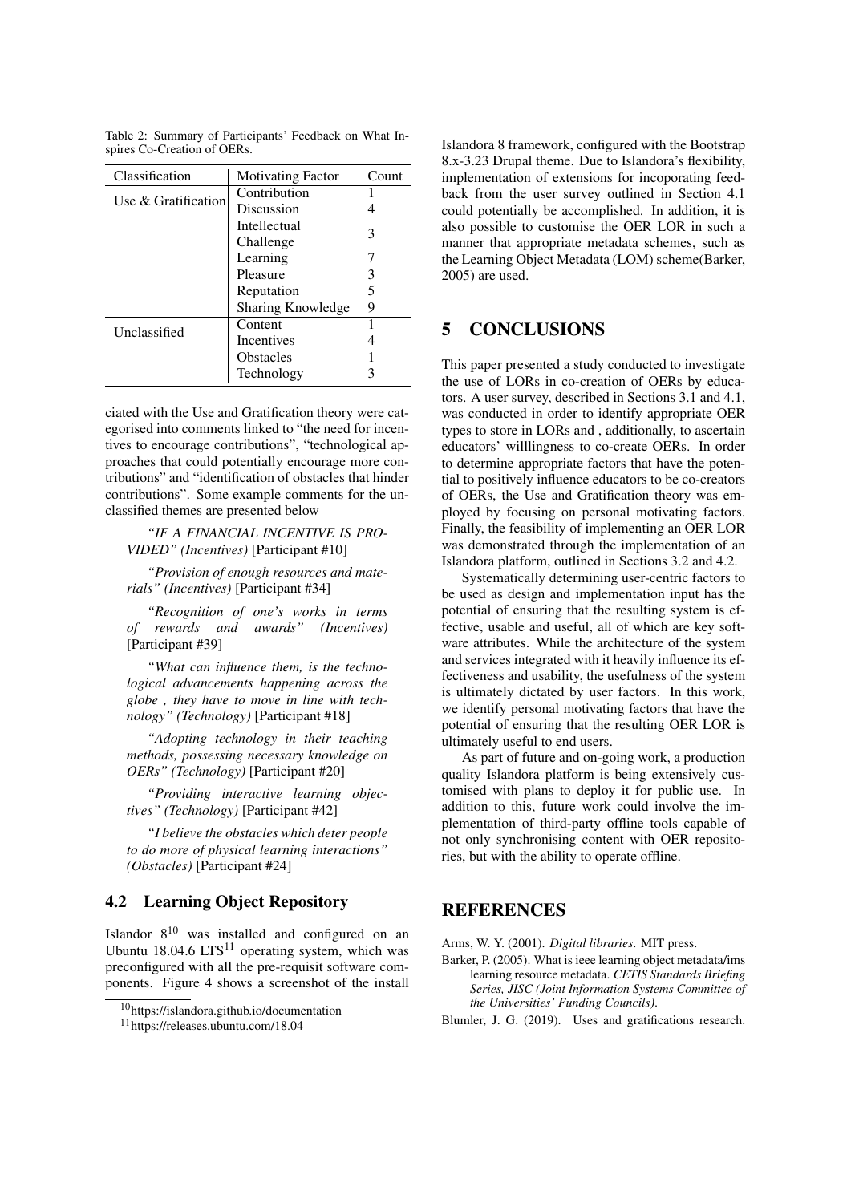Table 2: Summary of Participants' Feedback on What Inspires Co-Creation of OERs.

| Classification | Motivating Factor | Count |
|---|---|---|
| Use & Gratification | Contribution | 1 |
| | Discussion | 4 |
| | Intellectual Challenge | 3 |
| | Learning | 7 |
| | Pleasure | 3 |
| | Reputation | 5 |
| | Sharing Knowledge | 9 |
| Unclassified | Content | 1 |
| | Incentives | 4 |
| | Obstacles | 1 |
| | Technology | 3 |

ciated with the Use and Gratification theory were categorised into comments linked to "the need for incentives to encourage contributions", "technological approaches that could potentially encourage more contributions" and "identification of obstacles that hinder contributions". Some example comments for the unclassified themes are presented below

> *"IF A FINANCIAL INCENTIVE IS PROVIDED" (Incentives)* [Participant #10]

> *"Provision of enough resources and materials" (Incentives)* [Participant #34]

> *"Recognition of one's works in terms of rewards and awards" (Incentives)* [Participant #39]

> *"What can influence them, is the technological advancements happening across the globe , they have to move in line with technology" (Technology)* [Participant #18]

> *"Adopting technology in their teaching methods, possessing necessary knowledge on OERs" (Technology)* [Participant #20]

> *"Providing interactive learning objectives" (Technology)* [Participant #42]

> *"I believe the obstacles which deter people to do more of physical learning interactions" (Obstacles)* [Participant #24]

### 4.2 Learning Object Repository

Islandor 8[10] was installed and configured on an Ubuntu 18.04.6 LTS[11] operating system, which was preconfigured with all the pre-requisit software components. Figure 4 shows a screenshot of the install Islandora 8 framework, configured with the Bootstrap 8.x-3.23 Drupal theme. Due to Islandora's flexibility, implementation of extensions for incoporating feedback from the user survey outlined in Section 4.1 could potentially be accomplished. In addition, it is also possible to customise the OER LOR in such a manner that appropriate metadata schemes, such as the Learning Object Metadata (LOM) scheme(Barker, 2005) are used.

[10] https://islandora.github.io/documentation

[11] https://releases.ubuntu.com/18.04

## 5 CONCLUSIONS

This paper presented a study conducted to investigate the use of LORs in co-creation of OERs by educators. A user survey, described in Sections 3.1 and 4.1, was conducted in order to identify appropriate OER types to store in LORs and , additionally, to ascertain educators' willlingness to co-create OERs. In order to determine appropriate factors that have the potential to positively influence educators to be co-creators of OERs, the Use and Gratification theory was employed by focusing on personal motivating factors. Finally, the feasibility of implementing an OER LOR was demonstrated through the implementation of an Islandora platform, outlined in Sections 3.2 and 4.2.

Systematically determining user-centric factors to be used as design and implementation input has the potential of ensuring that the resulting system is effective, usable and useful, all of which are key software attributes. While the architecture of the system and services integrated with it heavily influence its effectiveness and usability, the usefulness of the system is ultimately dictated by user factors. In this work, we identify personal motivating factors that have the potential of ensuring that the resulting OER LOR is ultimately useful to end users.

As part of future and on-going work, a production quality Islandora platform is being extensively customised with plans to deploy it for public use. In addition to this, future work could involve the implementation of third-party offline tools capable of not only synchronising content with OER repositories, but with the ability to operate offline.

## REFERENCES

Arms, W. Y. (2001). *Digital libraries*. MIT press.

Barker, P. (2005). What is ieee learning object metadata/ims learning resource metadata. *CETIS Standards Briefing Series, JISC (Joint Information Systems Committee of the Universities' Funding Councils)*.

Blumler, J. G. (2019). Uses and gratifications research.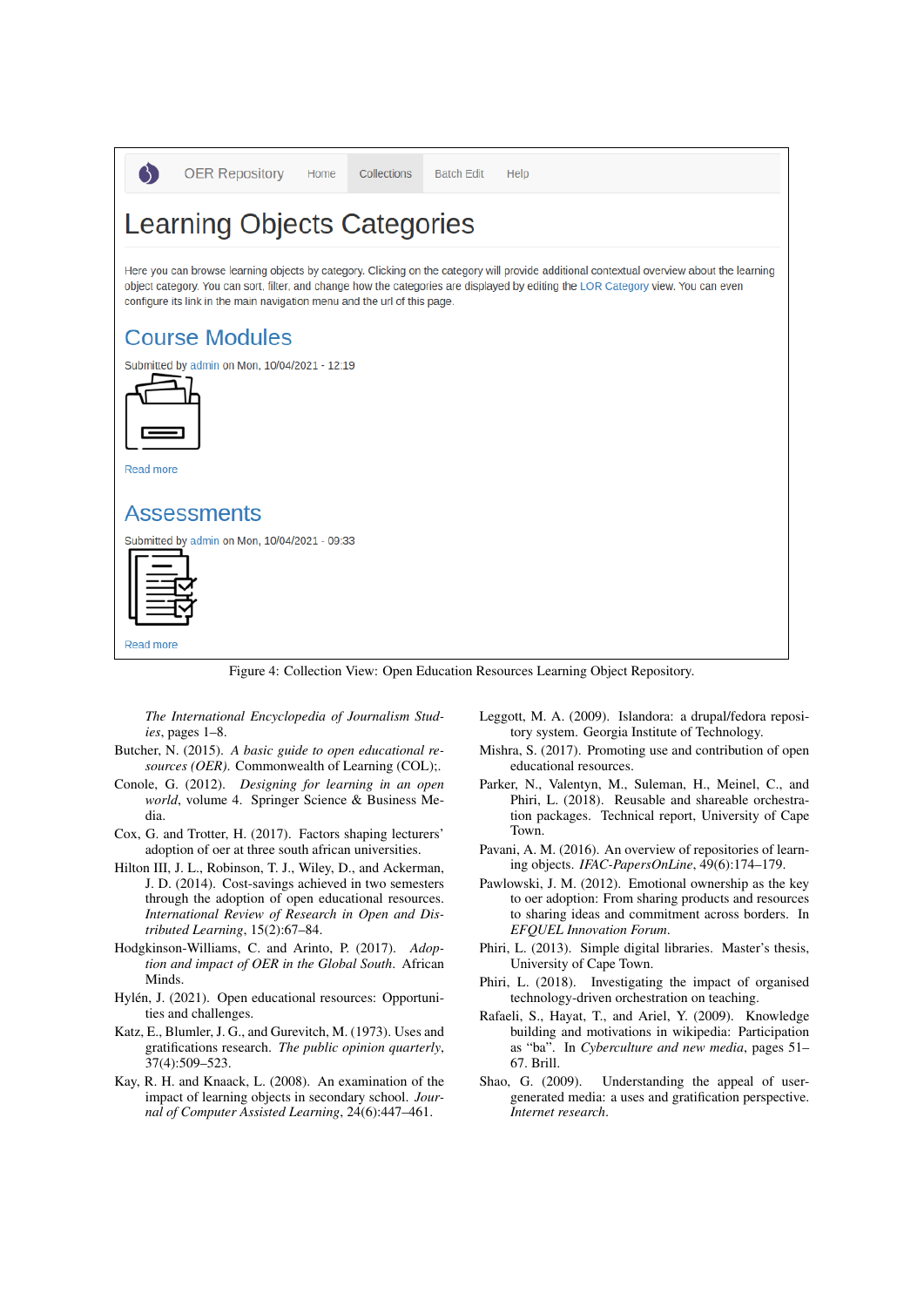Figure 4: Collection View: Open Education Resources Learning Object Repository.

*The International Encyclopedia of Journalism Studies*, pages 1–8.

Butcher, N. (2015). *A basic guide to open educational resources (OER)*. Commonwealth of Learning (COL);.

Conole, G. (2012). *Designing for learning in an open world*, volume 4. Springer Science & Business Media.

Cox, G. and Trotter, H. (2017). Factors shaping lecturers' adoption of oer at three south african universities.

Hilton III, J. L., Robinson, T. J., Wiley, D., and Ackerman, J. D. (2014). Cost-savings achieved in two semesters through the adoption of open educational resources. *International Review of Research in Open and Distributed Learning*, 15(2):67–84.

Hodgkinson-Williams, C. and Arinto, P. (2017). *Adoption and impact of OER in the Global South*. African Minds.

Hylén, J. (2021). Open educational resources: Opportunities and challenges.

Katz, E., Blumler, J. G., and Gurevitch, M. (1973). Uses and gratifications research. *The public opinion quarterly*, 37(4):509–523.

Kay, R. H. and Knaack, L. (2008). An examination of the impact of learning objects in secondary school. *Journal of Computer Assisted Learning*, 24(6):447–461.

Leggott, M. A. (2009). Islandora: a drupal/fedora repository system. Georgia Institute of Technology.

Mishra, S. (2017). Promoting use and contribution of open educational resources.

Parker, N., Valentyn, M., Suleman, H., Meinel, C., and Phiri, L. (2018). Reusable and shareable orchestration packages. Technical report, University of Cape Town.

Pavani, A. M. (2016). An overview of repositories of learning objects. *IFAC-PapersOnLine*, 49(6):174–179.

Pawlowski, J. M. (2012). Emotional ownership as the key to oer adoption: From sharing products and resources to sharing ideas and commitment across borders. In *EFQUEL Innovation Forum*.

Phiri, L. (2013). Simple digital libraries. Master's thesis, University of Cape Town.

Phiri, L. (2018). Investigating the impact of organised technology-driven orchestration on teaching.

Rafaeli, S., Hayat, T., and Ariel, Y. (2009). Knowledge building and motivations in wikipedia: Participation as "ba". In *Cyberculture and new media*, pages 51–67. Brill.

Shao, G. (2009). Understanding the appeal of user-generated media: a uses and gratification perspective. *Internet research*.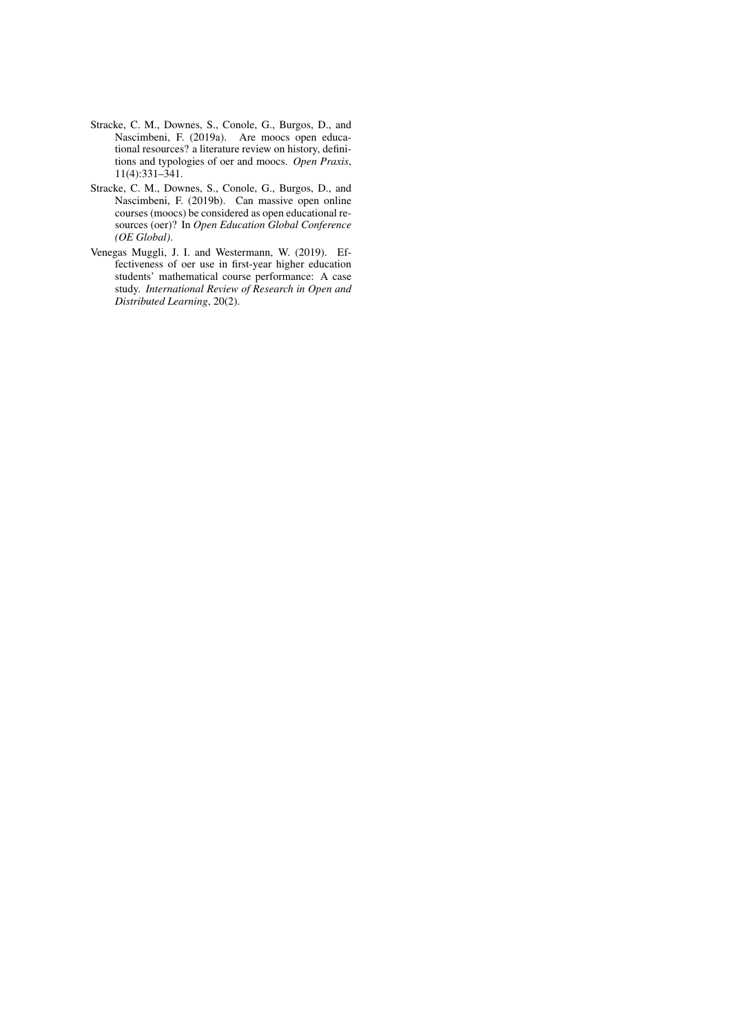Stracke, C. M., Downes, S., Conole, G., Burgos, D., and Nascimbeni, F. (2019a). Are moocs open educational resources? a literature review on history, definitions and typologies of oer and moocs. *Open Praxis*, 11(4):331–341.

Stracke, C. M., Downes, S., Conole, G., Burgos, D., and Nascimbeni, F. (2019b). Can massive open online courses (moocs) be considered as open educational resources (oer)? In *Open Education Global Conference (OE Global)*.

Venegas Muggli, J. I. and Westermann, W. (2019). Effectiveness of oer use in first-year higher education students' mathematical course performance: A case study. *International Review of Research in Open and Distributed Learning*, 20(2).